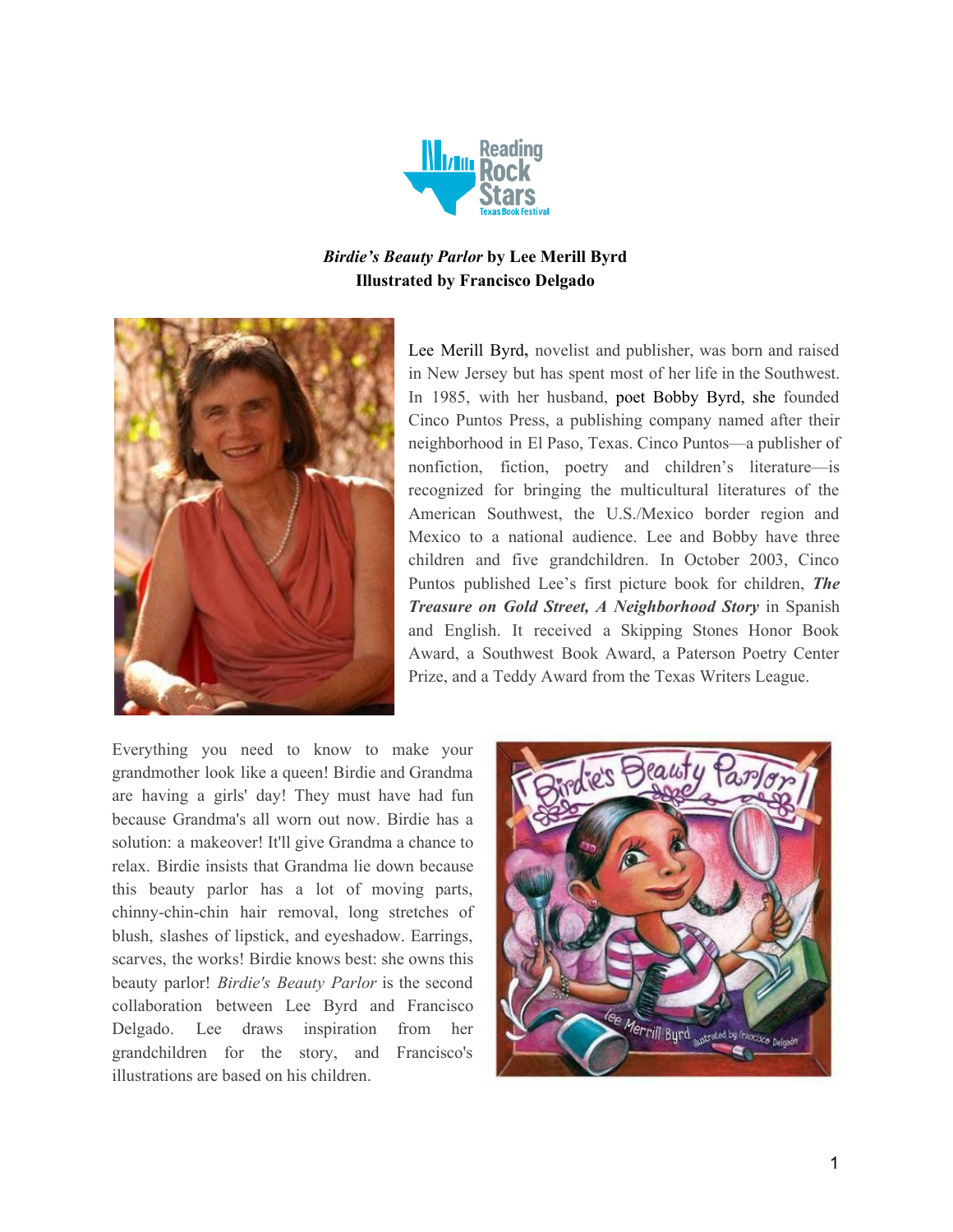***Birdie's Beauty Parlor* by Lee Merill Byrd**
**Illustrated by Francisco Delgado**

Lee Merill Byrd, novelist and publisher, was born and raised in New Jersey but has spent most of her life in the Southwest. In 1985, with her husband, poet Bobby Byrd, she founded Cinco Puntos Press, a publishing company named after their neighborhood in El Paso, Texas. Cinco Puntos—a publisher of nonfiction, fiction, poetry and children's literature—is recognized for bringing the multicultural literatures of the American Southwest, the U.S./Mexico border region and Mexico to a national audience. Lee and Bobby have three children and five grandchildren. In October 2003, Cinco Puntos published Lee's first picture book for children, ***The Treasure on Gold Street, A Neighborhood Story*** in Spanish and English. It received a Skipping Stones Honor Book Award, a Southwest Book Award, a Paterson Poetry Center Prize, and a Teddy Award from the Texas Writers League.

Everything you need to know to make your grandmother look like a queen! Birdie and Grandma are having a girls' day! They must have had fun because Grandma's all worn out now. Birdie has a solution: a makeover! It'll give Grandma a chance to relax. Birdie insists that Grandma lie down because this beauty parlor has a lot of moving parts, chinny-chin-chin hair removal, long stretches of blush, slashes of lipstick, and eyeshadow. Earrings, scarves, the works! Birdie knows best: she owns this beauty parlor! *Birdie's Beauty Parlor* is the second collaboration between Lee Byrd and Francisco Delgado. Lee draws inspiration from her grandchildren for the story, and Francisco's illustrations are based on his children.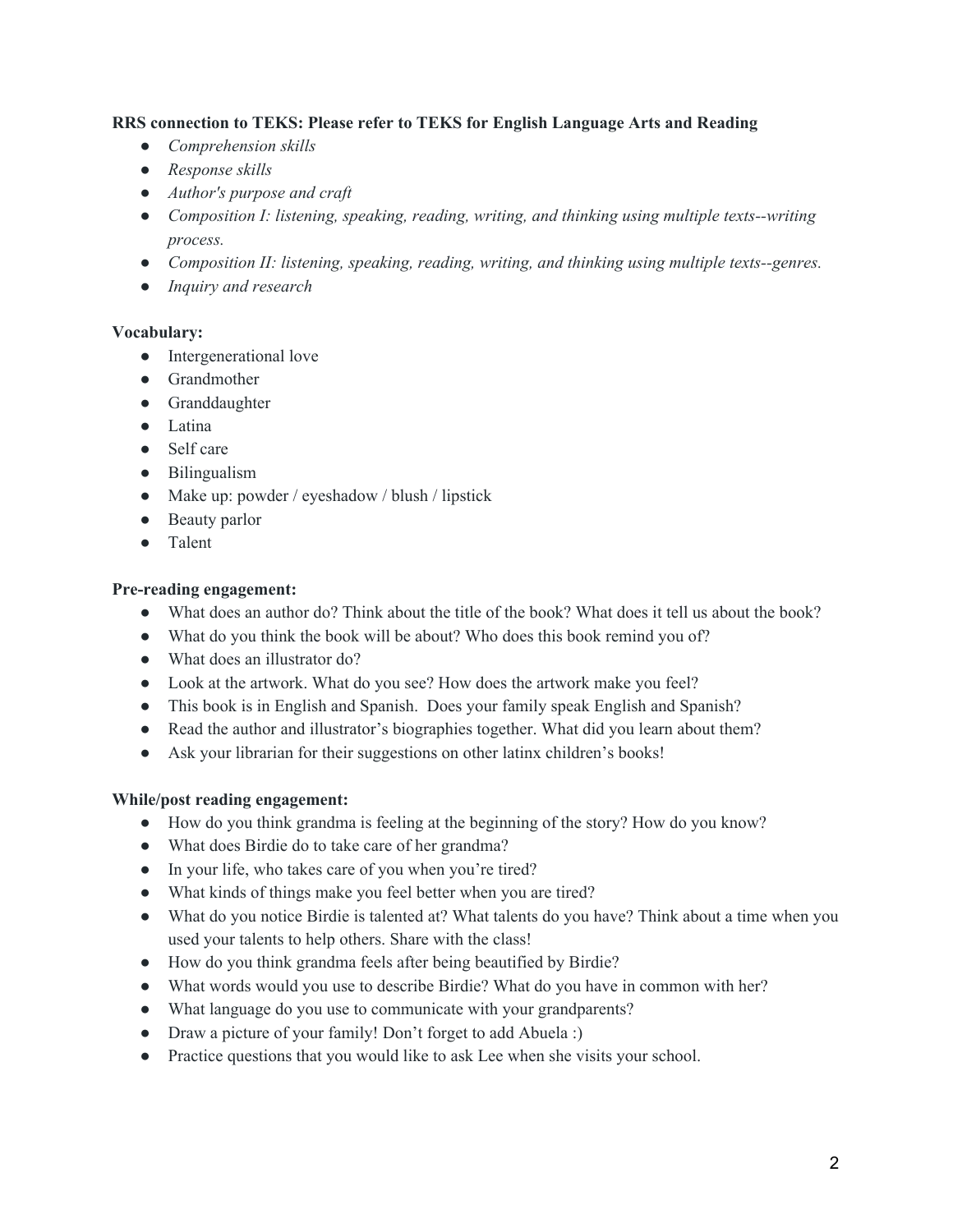**RRS connection to TEKS: Please refer to TEKS for English Language Arts and Reading**

- *Comprehension skills*
- *Response skills*
- *Author's purpose and craft*
- *Composition I: listening, speaking, reading, writing, and thinking using multiple texts--writing process.*
- *Composition II: listening, speaking, reading, writing, and thinking using multiple texts--genres.*
- *Inquiry and research*

**Vocabulary:**

- Intergenerational love
- Grandmother
- Granddaughter
- Latina
- Self care
- Bilingualism
- Make up: powder / eyeshadow / blush / lipstick
- Beauty parlor
- Talent

**Pre-reading engagement:**

- What does an author do? Think about the title of the book? What does it tell us about the book?
- What do you think the book will be about? Who does this book remind you of?
- What does an illustrator do?
- Look at the artwork. What do you see? How does the artwork make you feel?
- This book is in English and Spanish. Does your family speak English and Spanish?
- Read the author and illustrator's biographies together. What did you learn about them?
- Ask your librarian for their suggestions on other latinx children's books!

**While/post reading engagement:**

- How do you think grandma is feeling at the beginning of the story? How do you know?
- What does Birdie do to take care of her grandma?
- In your life, who takes care of you when you're tired?
- What kinds of things make you feel better when you are tired?
- What do you notice Birdie is talented at? What talents do you have? Think about a time when you used your talents to help others. Share with the class!
- How do you think grandma feels after being beautified by Birdie?
- What words would you use to describe Birdie? What do you have in common with her?
- What language do you use to communicate with your grandparents?
- Draw a picture of your family! Don't forget to add Abuela :)
- Practice questions that you would like to ask Lee when she visits your school.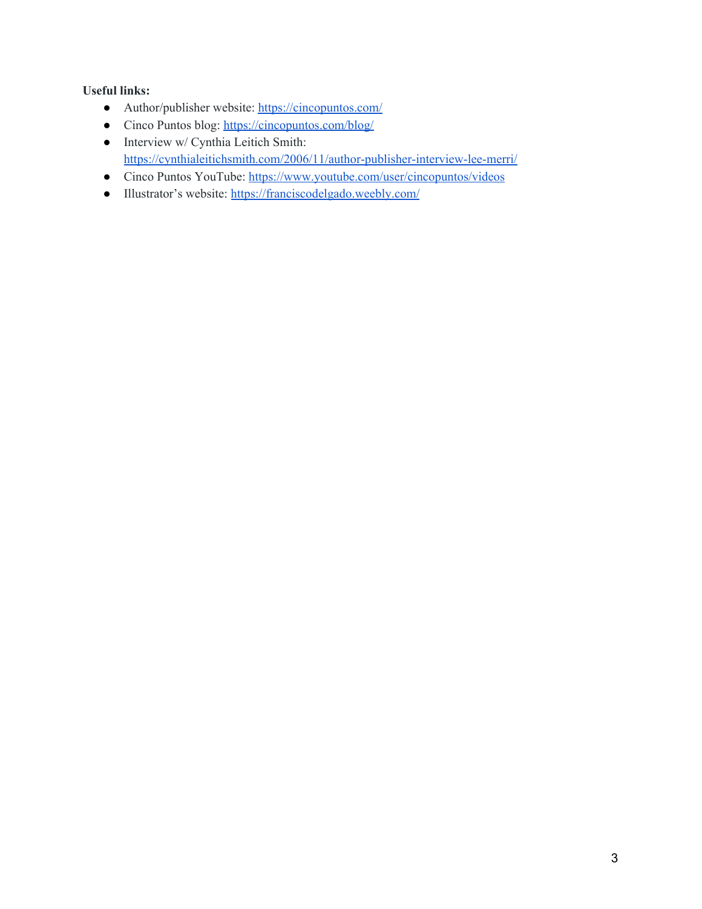**Useful links:**

- Author/publisher website: https://cincopuntos.com/
- Cinco Puntos blog: https://cincopuntos.com/blog/
- Interview w/ Cynthia Leitich Smith: https://cynthialeitichsmith.com/2006/11/author-publisher-interview-lee-merri/
- Cinco Puntos YouTube: https://www.youtube.com/user/cincopuntos/videos
- Illustrator's website: https://franciscodelgado.weebly.com/